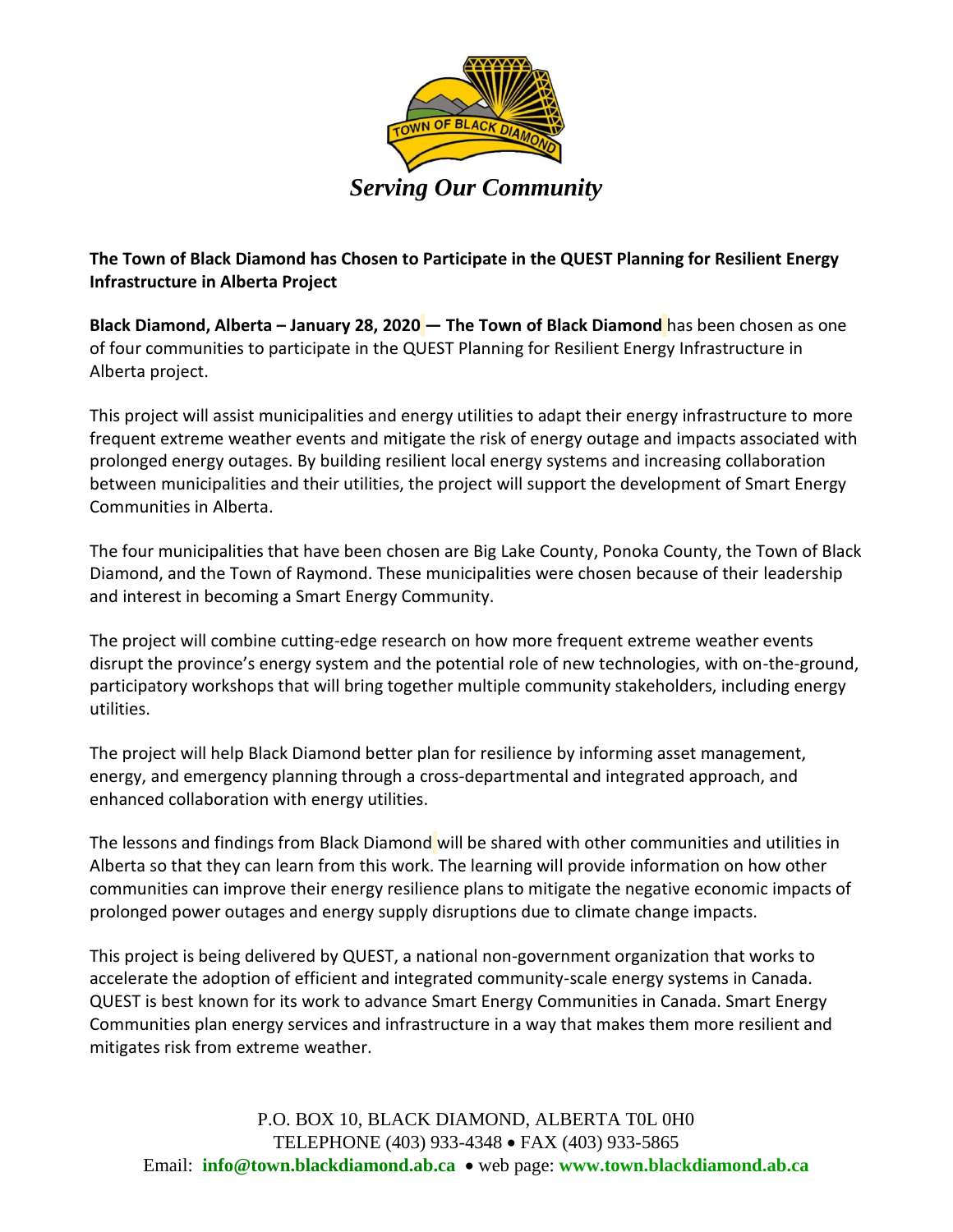*Serving Our Community*

**The Town of Black Diamond has Chosen to Participate in the QUEST Planning for Resilient Energy Infrastructure in Alberta Project**

**Black Diamond, Alberta – January 28, 2020 — The Town of Black Diamond** has been chosen as one of four communities to participate in the QUEST Planning for Resilient Energy Infrastructure in Alberta project.

This project will assist municipalities and energy utilities to adapt their energy infrastructure to more frequent extreme weather events and mitigate the risk of energy outage and impacts associated with prolonged energy outages. By building resilient local energy systems and increasing collaboration between municipalities and their utilities, the project will support the development of Smart Energy Communities in Alberta.

The four municipalities that have been chosen are Big Lake County, Ponoka County, the Town of Black Diamond, and the Town of Raymond. These municipalities were chosen because of their leadership and interest in becoming a Smart Energy Community.

The project will combine cutting-edge research on how more frequent extreme weather events disrupt the province's energy system and the potential role of new technologies, with on-the-ground, participatory workshops that will bring together multiple community stakeholders, including energy utilities.

The project will help Black Diamond better plan for resilience by informing asset management, energy, and emergency planning through a cross-departmental and integrated approach, and enhanced collaboration with energy utilities.

The lessons and findings from Black Diamond will be shared with other communities and utilities in Alberta so that they can learn from this work. The learning will provide information on how other communities can improve their energy resilience plans to mitigate the negative economic impacts of prolonged power outages and energy supply disruptions due to climate change impacts.

This project is being delivered by QUEST, a national non-government organization that works to accelerate the adoption of efficient and integrated community-scale energy systems in Canada. QUEST is best known for its work to advance Smart Energy Communities in Canada. Smart Energy Communities plan energy services and infrastructure in a way that makes them more resilient and mitigates risk from extreme weather.

P.O. BOX 10, BLACK DIAMOND, ALBERTA T0L 0H0
TELEPHONE (403) 933-4348 • FAX (403) 933-5865
Email: **info@town.blackdiamond.ab.ca** • web page: **www.town.blackdiamond.ab.ca**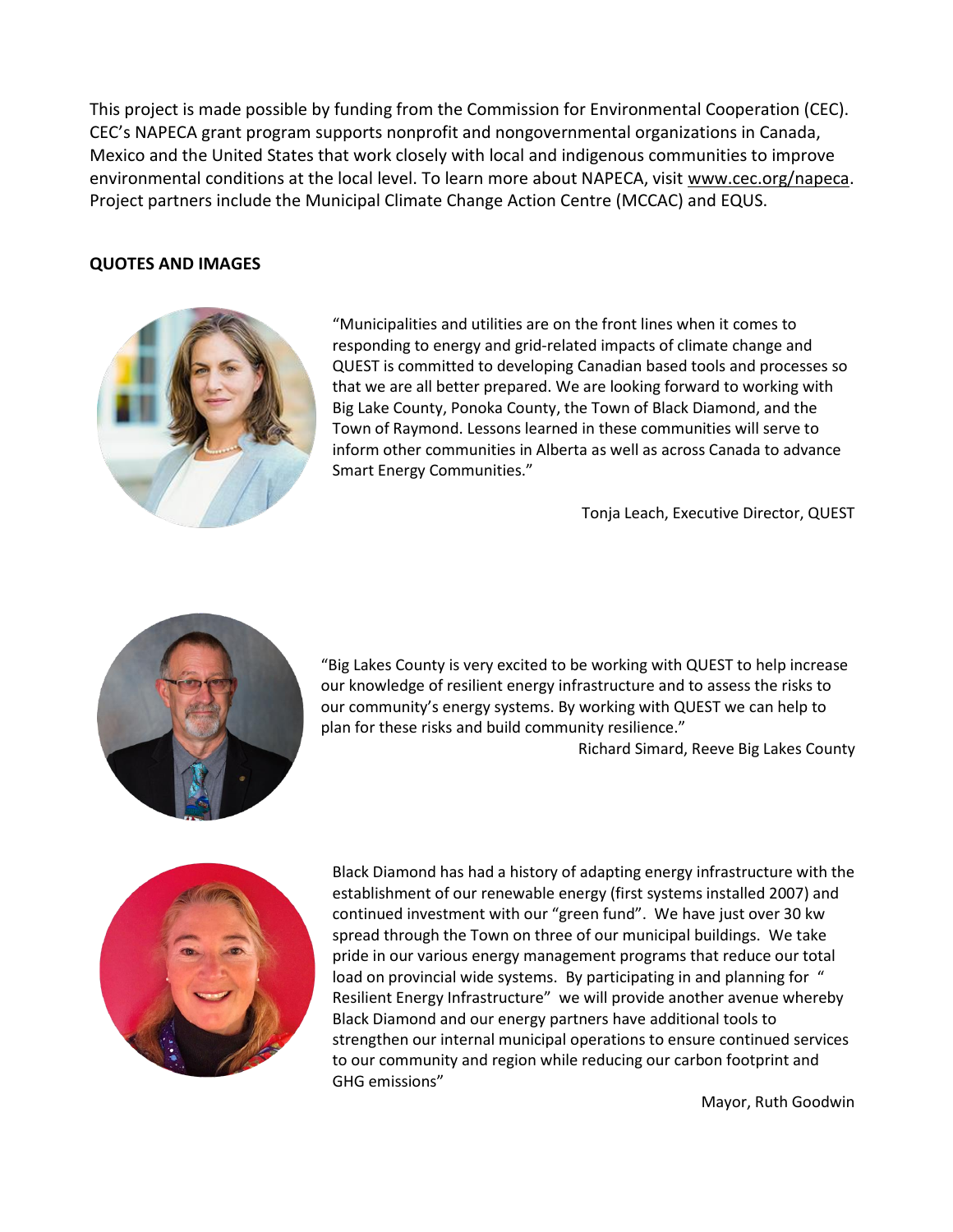This project is made possible by funding from the Commission for Environmental Cooperation (CEC). CEC's NAPECA grant program supports nonprofit and nongovernmental organizations in Canada, Mexico and the United States that work closely with local and indigenous communities to improve environmental conditions at the local level. To learn more about NAPECA, visit www.cec.org/napeca. Project partners include the Municipal Climate Change Action Centre (MCCAC) and EQUS.

**QUOTES AND IMAGES**

"Municipalities and utilities are on the front lines when it comes to responding to energy and grid-related impacts of climate change and QUEST is committed to developing Canadian based tools and processes so that we are all better prepared. We are looking forward to working with Big Lake County, Ponoka County, the Town of Black Diamond, and the Town of Raymond. Lessons learned in these communities will serve to inform other communities in Alberta as well as across Canada to advance Smart Energy Communities."

Tonja Leach, Executive Director, QUEST

"Big Lakes County is very excited to be working with QUEST to help increase our knowledge of resilient energy infrastructure and to assess the risks to our community's energy systems. By working with QUEST we can help to plan for these risks and build community resilience."

Richard Simard, Reeve Big Lakes County

Black Diamond has had a history of adapting energy infrastructure with the establishment of our renewable energy (first systems installed 2007) and continued investment with our "green fund". We have just over 30 kw spread through the Town on three of our municipal buildings. We take pride in our various energy management programs that reduce our total load on provincial wide systems. By participating in and planning for " Resilient Energy Infrastructure" we will provide another avenue whereby Black Diamond and our energy partners have additional tools to strengthen our internal municipal operations to ensure continued services to our community and region while reducing our carbon footprint and GHG emissions"

Mayor, Ruth Goodwin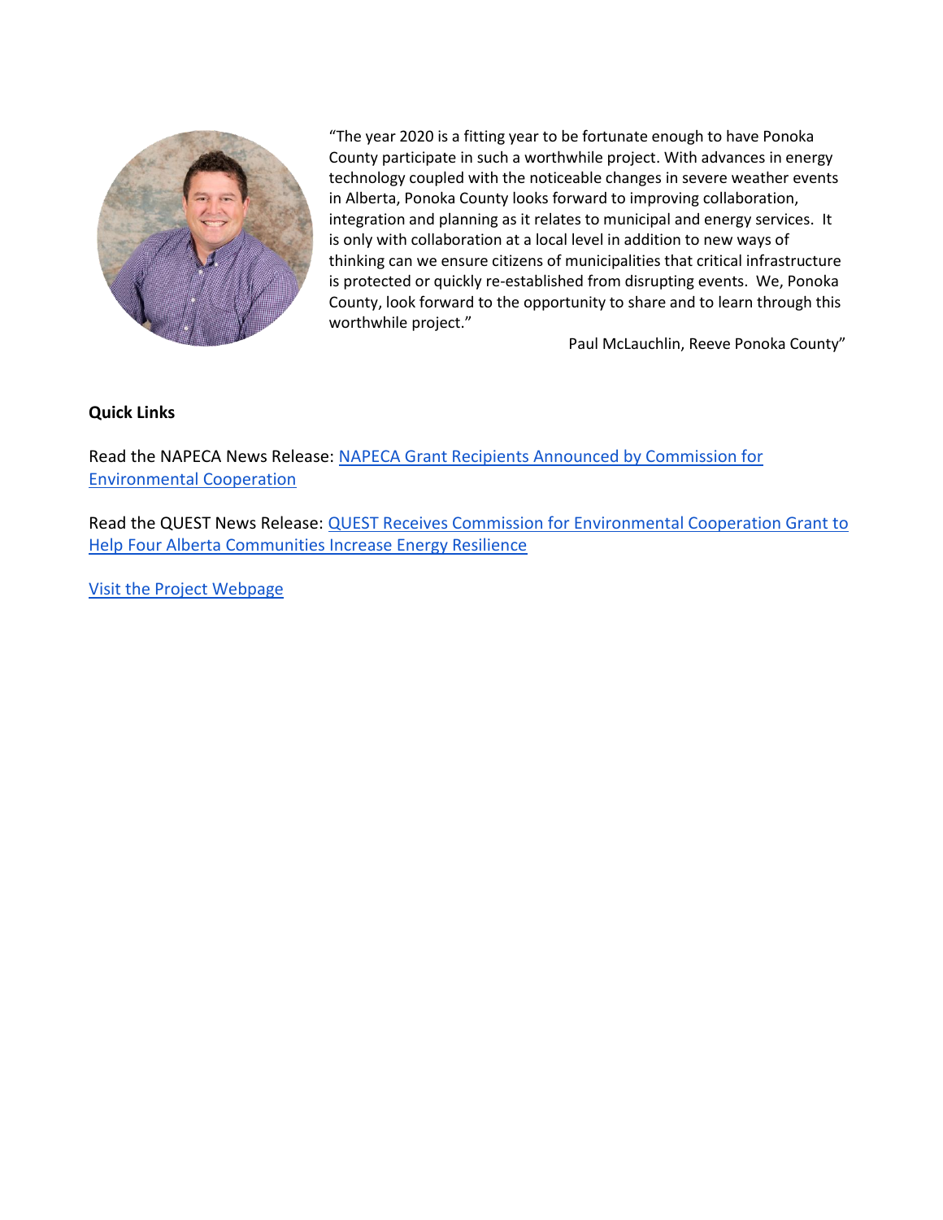"The year 2020 is a fitting year to be fortunate enough to have Ponoka County participate in such a worthwhile project. With advances in energy technology coupled with the noticeable changes in severe weather events in Alberta, Ponoka County looks forward to improving collaboration, integration and planning as it relates to municipal and energy services. It is only with collaboration at a local level in addition to new ways of thinking can we ensure citizens of municipalities that critical infrastructure is protected or quickly re-established from disrupting events. We, Ponoka County, look forward to the opportunity to share and to learn through this worthwhile project."

Paul McLauchlin, Reeve Ponoka County"

**Quick Links**

Read the NAPECA News Release: [NAPECA Grant Recipients Announced by Commission for Environmental Cooperation]()

Read the QUEST News Release: [QUEST Receives Commission for Environmental Cooperation Grant to Help Four Alberta Communities Increase Energy Resilience]()

[Visit the Project Webpage]()